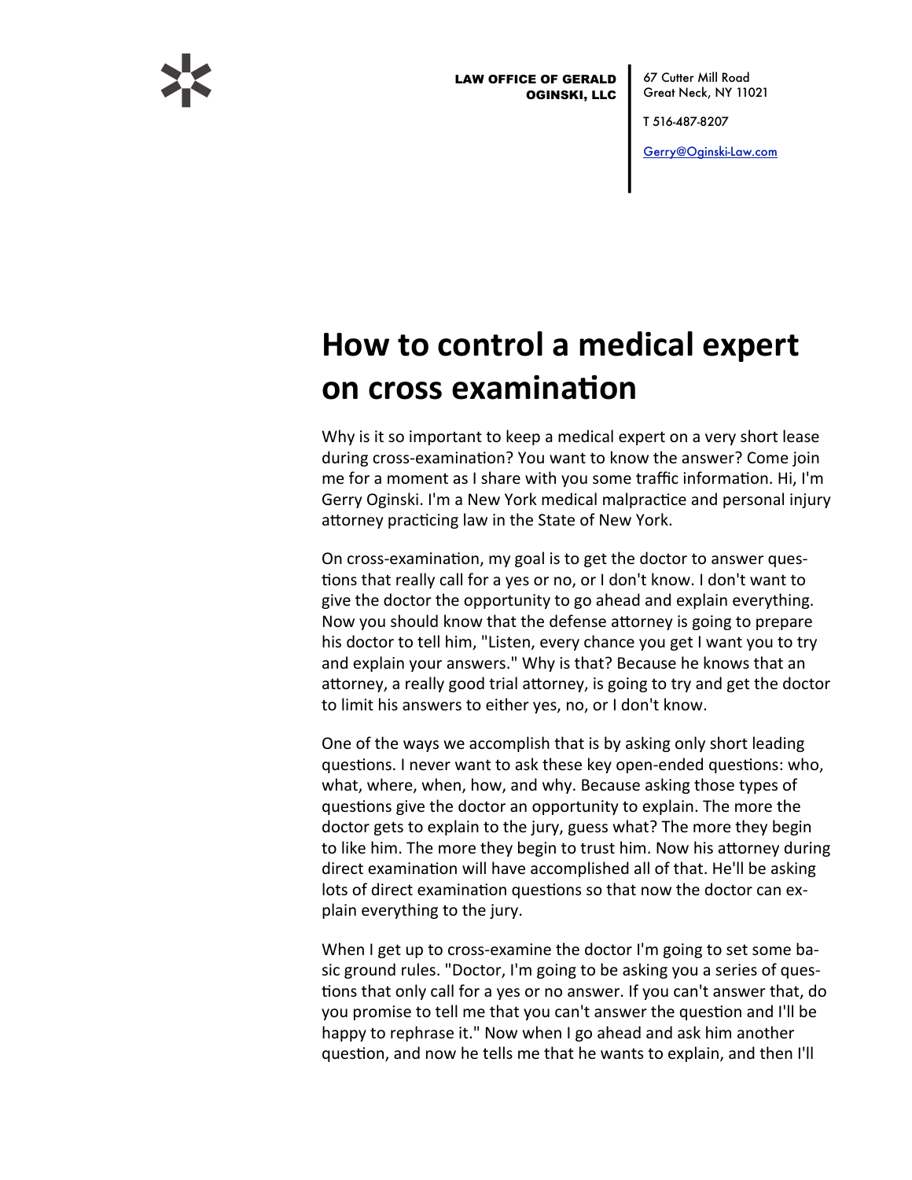LAW OFFICE OF GERALD OGINSKI, LLC

67 Cutter Mill Road
Great Neck, NY 11021

T 516-487-8207

Gerry@Oginski-Law.com

# How to control a medical expert on cross examination

Why is it so important to keep a medical expert on a very short lease during cross-examination? You want to know the answer? Come join me for a moment as I share with you some traffic information. Hi, I'm Gerry Oginski. I'm a New York medical malpractice and personal injury attorney practicing law in the State of New York.

On cross-examination, my goal is to get the doctor to answer questions that really call for a yes or no, or I don't know. I don't want to give the doctor the opportunity to go ahead and explain everything. Now you should know that the defense attorney is going to prepare his doctor to tell him, "Listen, every chance you get I want you to try and explain your answers." Why is that? Because he knows that an attorney, a really good trial attorney, is going to try and get the doctor to limit his answers to either yes, no, or I don't know.

One of the ways we accomplish that is by asking only short leading questions. I never want to ask these key open-ended questions: who, what, where, when, how, and why. Because asking those types of questions give the doctor an opportunity to explain. The more the doctor gets to explain to the jury, guess what? The more they begin to like him. The more they begin to trust him. Now his attorney during direct examination will have accomplished all of that. He'll be asking lots of direct examination questions so that now the doctor can explain everything to the jury.

When I get up to cross-examine the doctor I'm going to set some basic ground rules. "Doctor, I'm going to be asking you a series of questions that only call for a yes or no answer. If you can't answer that, do you promise to tell me that you can't answer the question and I'll be happy to rephrase it." Now when I go ahead and ask him another question, and now he tells me that he wants to explain, and then I'll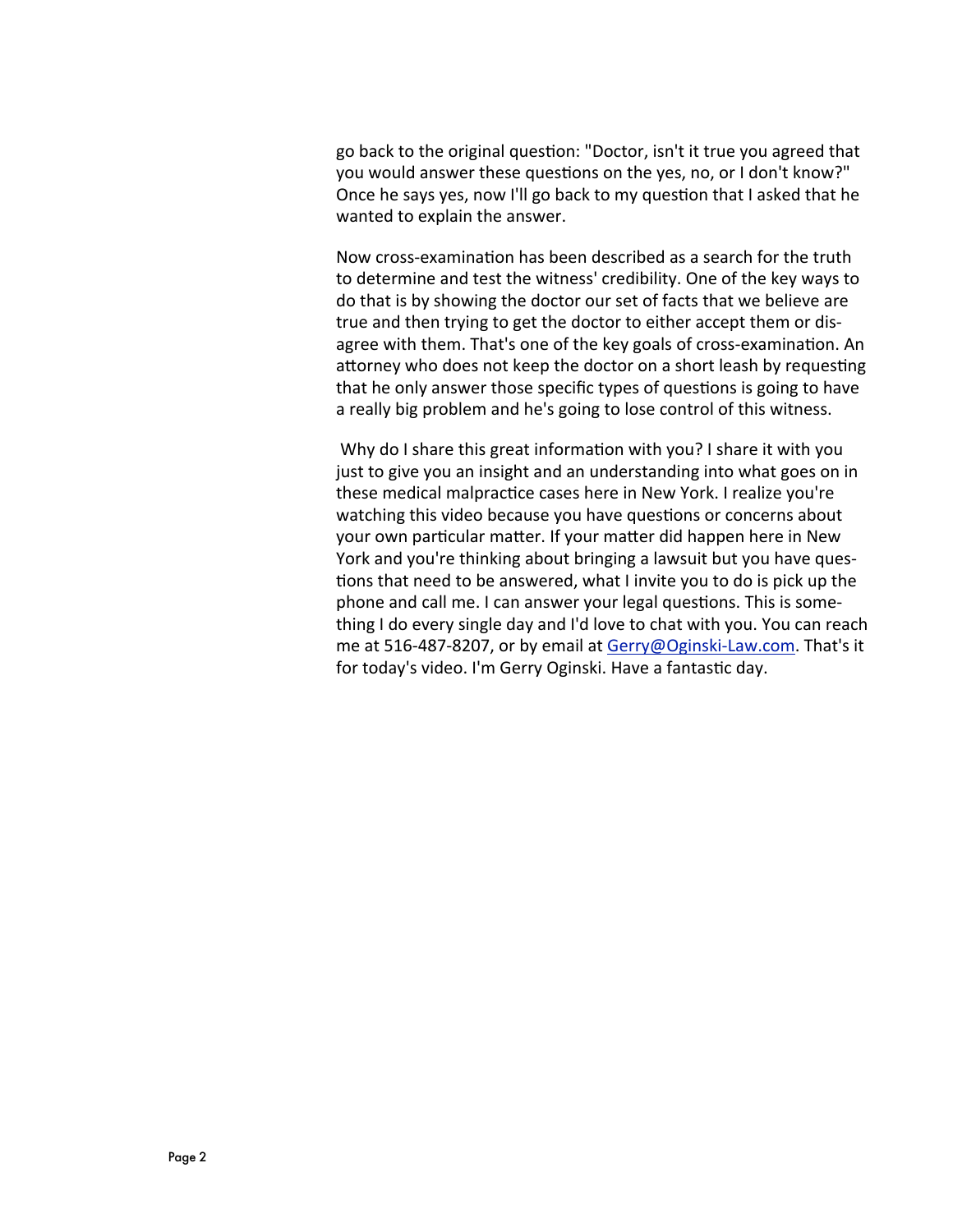go back to the original question: "Doctor, isn't it true you agreed that you would answer these questions on the yes, no, or I don't know?" Once he says yes, now I'll go back to my question that I asked that he wanted to explain the answer.

Now cross-examination has been described as a search for the truth to determine and test the witness' credibility. One of the key ways to do that is by showing the doctor our set of facts that we believe are true and then trying to get the doctor to either accept them or disagree with them. That's one of the key goals of cross-examination. An attorney who does not keep the doctor on a short leash by requesting that he only answer those specific types of questions is going to have a really big problem and he's going to lose control of this witness.

Why do I share this great information with you? I share it with you just to give you an insight and an understanding into what goes on in these medical malpractice cases here in New York. I realize you're watching this video because you have questions or concerns about your own particular matter. If your matter did happen here in New York and you're thinking about bringing a lawsuit but you have questions that need to be answered, what I invite you to do is pick up the phone and call me. I can answer your legal questions. This is something I do every single day and I'd love to chat with you. You can reach me at 516-487-8207, or by email at [Gerry@Oginski-Law.com](mailto:Gerry@Oginski-Law.com). That's it for today's video. I'm Gerry Oginski. Have a fantastic day.